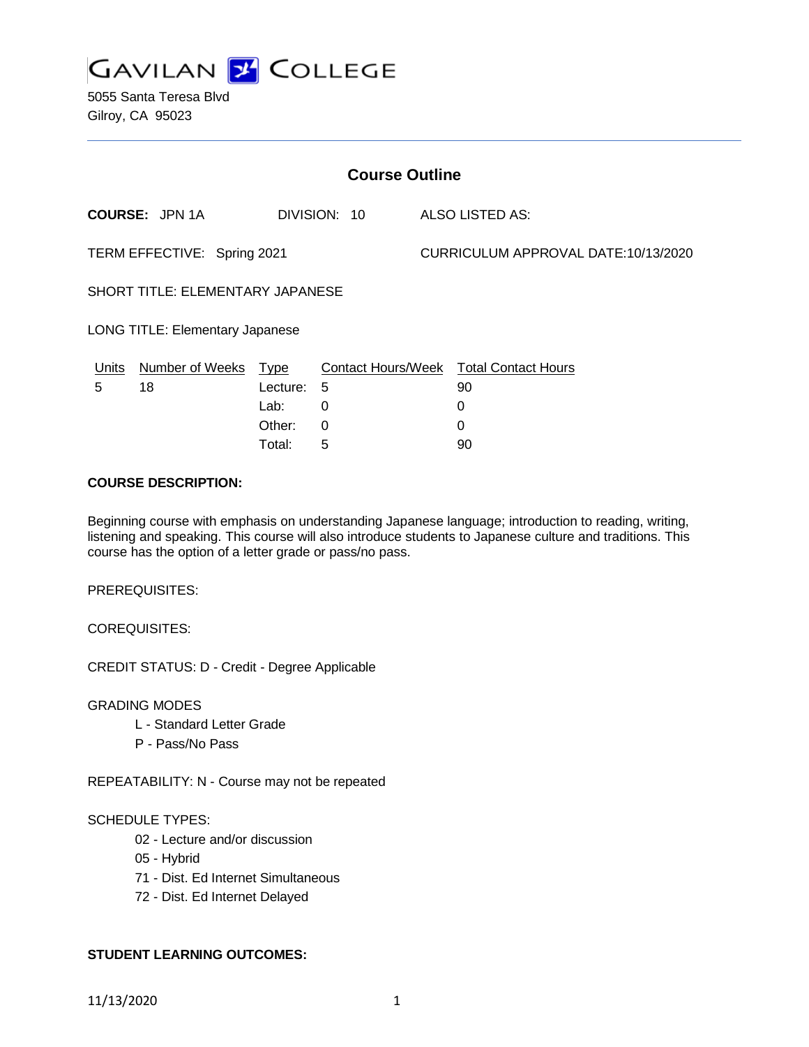# GAVILAN COLLEGE

5055 Santa Teresa Blvd
Gilroy, CA 95023

## Course Outline

**COURSE:** JPN 1A DIVISION: 10 ALSO LISTED AS:

TERM EFFECTIVE: Spring 2021 CURRICULUM APPROVAL DATE:10/13/2020

SHORT TITLE: ELEMENTARY JAPANESE

LONG TITLE: Elementary Japanese

| Units | Number of Weeks | Type | Contact Hours/Week | Total Contact Hours |
|---|---|---|---|---|
| 5 | 18 | Lecture: | 5 | 90 |
| | | Lab: | 0 | 0 |
| | | Other: | 0 | 0 |
| | | Total: | 5 | 90 |

**COURSE DESCRIPTION:**

Beginning course with emphasis on understanding Japanese language; introduction to reading, writing, listening and speaking. This course will also introduce students to Japanese culture and traditions. This course has the option of a letter grade or pass/no pass.

PREREQUISITES:

COREQUISITES:

CREDIT STATUS: D - Credit - Degree Applicable

GRADING MODES

- L - Standard Letter Grade
- P - Pass/No Pass

REPEATABILITY: N - Course may not be repeated

SCHEDULE TYPES:

- 02 - Lecture and/or discussion
- 05 - Hybrid
- 71 - Dist. Ed Internet Simultaneous
- 72 - Dist. Ed Internet Delayed

**STUDENT LEARNING OUTCOMES:**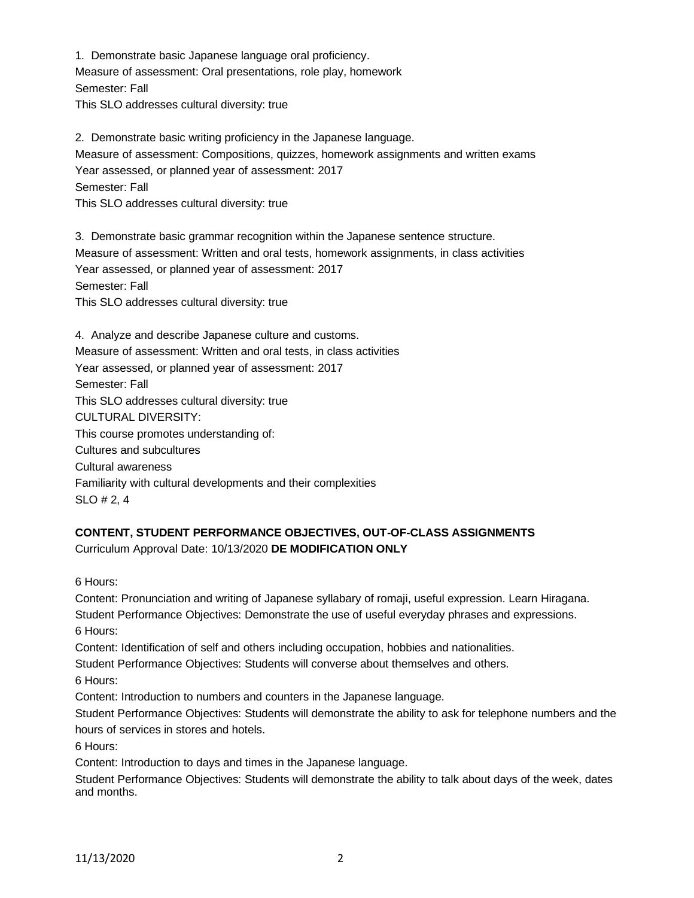1. Demonstrate basic Japanese language oral proficiency.
Measure of assessment: Oral presentations, role play, homework
Semester: Fall
This SLO addresses cultural diversity: true

2. Demonstrate basic writing proficiency in the Japanese language.
Measure of assessment: Compositions, quizzes, homework assignments and written exams
Year assessed, or planned year of assessment: 2017
Semester: Fall
This SLO addresses cultural diversity: true

3. Demonstrate basic grammar recognition within the Japanese sentence structure.
Measure of assessment: Written and oral tests, homework assignments, in class activities
Year assessed, or planned year of assessment: 2017
Semester: Fall
This SLO addresses cultural diversity: true

4. Analyze and describe Japanese culture and customs.
Measure of assessment: Written and oral tests, in class activities
Year assessed, or planned year of assessment: 2017
Semester: Fall
This SLO addresses cultural diversity: true
CULTURAL DIVERSITY:
This course promotes understanding of:
Cultures and subcultures
Cultural awareness
Familiarity with cultural developments and their complexities
SLO # 2, 4

**CONTENT, STUDENT PERFORMANCE OBJECTIVES, OUT-OF-CLASS ASSIGNMENTS**
Curriculum Approval Date: 10/13/2020 **DE MODIFICATION ONLY**

6 Hours:
Content: Pronunciation and writing of Japanese syllabary of romaji, useful expression. Learn Hiragana.
Student Performance Objectives: Demonstrate the use of useful everyday phrases and expressions.
6 Hours:
Content: Identification of self and others including occupation, hobbies and nationalities.
Student Performance Objectives: Students will converse about themselves and others.
6 Hours:
Content: Introduction to numbers and counters in the Japanese language.
Student Performance Objectives: Students will demonstrate the ability to ask for telephone numbers and the hours of services in stores and hotels.
6 Hours:
Content: Introduction to days and times in the Japanese language.
Student Performance Objectives: Students will demonstrate the ability to talk about days of the week, dates and months.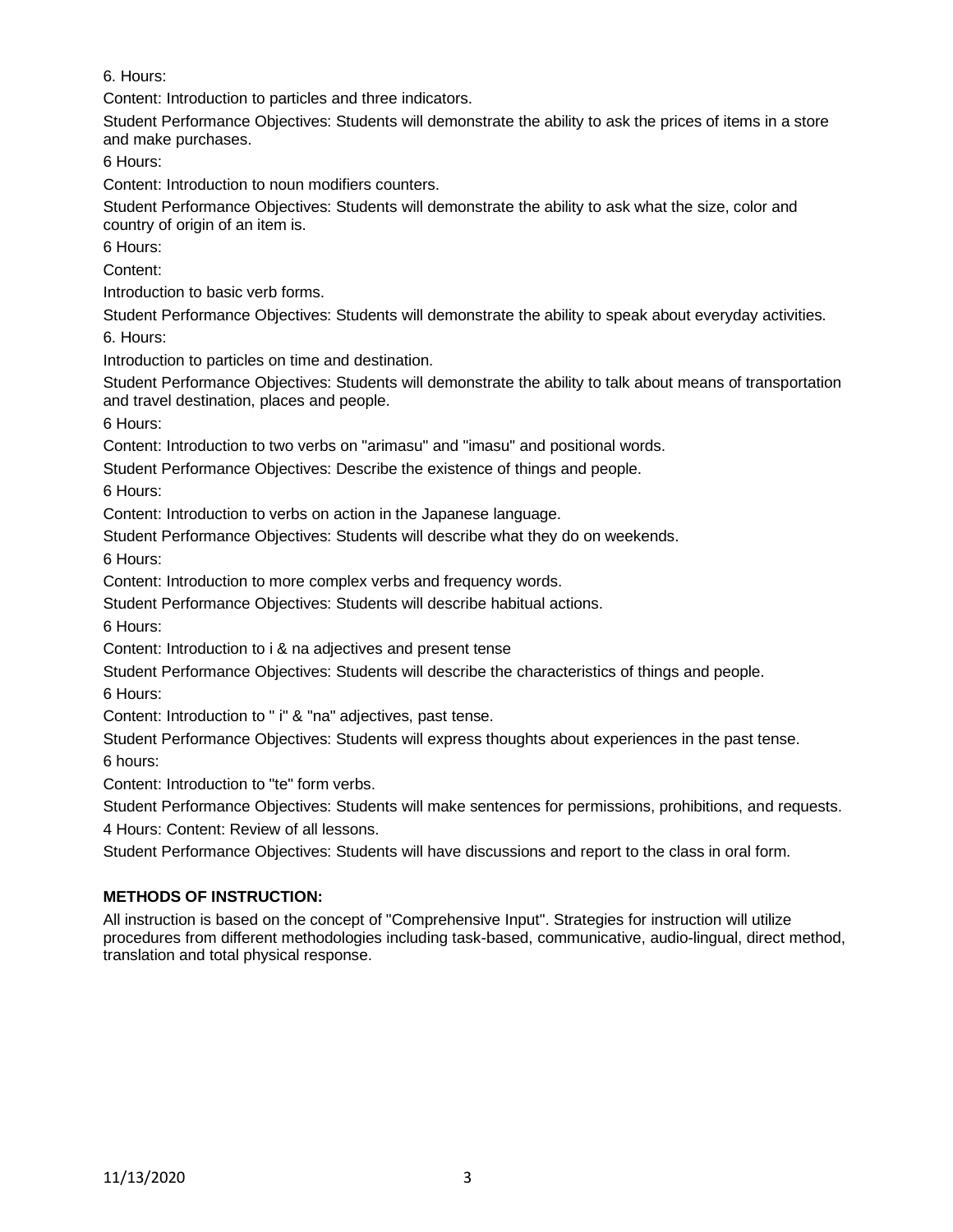6. Hours:

Content: Introduction to particles and three indicators.

Student Performance Objectives: Students will demonstrate the ability to ask the prices of items in a store and make purchases.

6 Hours:

Content: Introduction to noun modifiers counters.

Student Performance Objectives: Students will demonstrate the ability to ask what the size, color and country of origin of an item is.

6 Hours:

Content:

Introduction to basic verb forms.

Student Performance Objectives: Students will demonstrate the ability to speak about everyday activities.

6. Hours:

Introduction to particles on time and destination.

Student Performance Objectives: Students will demonstrate the ability to talk about means of transportation and travel destination, places and people.

6 Hours:

Content: Introduction to two verbs on "arimasu" and "imasu" and positional words.

Student Performance Objectives: Describe the existence of things and people.

6 Hours:

Content: Introduction to verbs on action in the Japanese language.

Student Performance Objectives: Students will describe what they do on weekends.

6 Hours:

Content: Introduction to more complex verbs and frequency words.

Student Performance Objectives: Students will describe habitual actions.

6 Hours:

Content: Introduction to i & na adjectives and present tense

Student Performance Objectives: Students will describe the characteristics of things and people.

6 Hours:

Content: Introduction to " i" & "na" adjectives, past tense.

Student Performance Objectives: Students will express thoughts about experiences in the past tense.

6 hours:

Content: Introduction to "te" form verbs.

Student Performance Objectives: Students will make sentences for permissions, prohibitions, and requests.

4 Hours: Content: Review of all lessons.

Student Performance Objectives: Students will have discussions and report to the class in oral form.

**METHODS OF INSTRUCTION:**

All instruction is based on the concept of "Comprehensive Input". Strategies for instruction will utilize procedures from different methodologies including task-based, communicative, audio-lingual, direct method, translation and total physical response.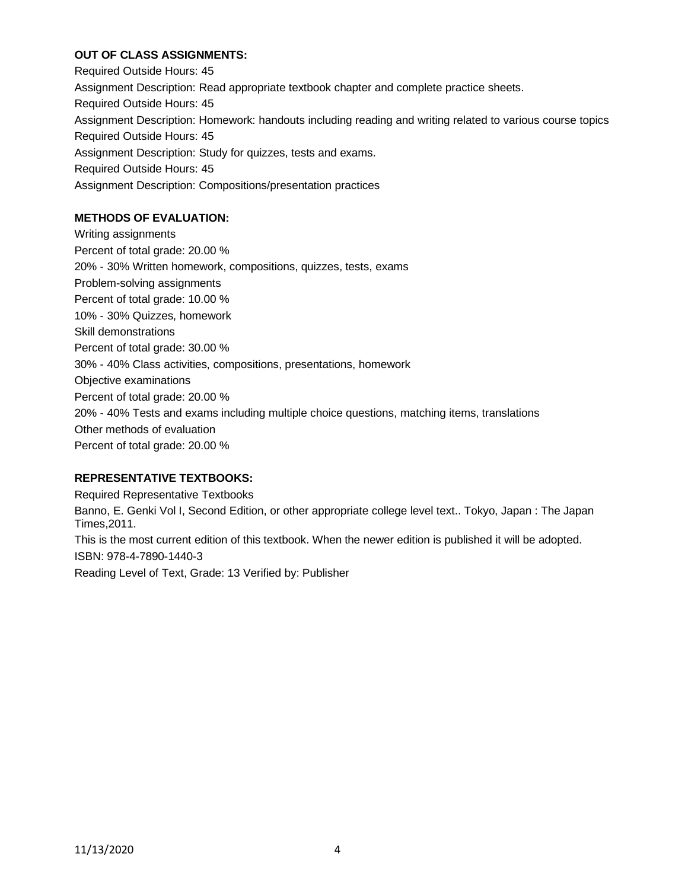**OUT OF CLASS ASSIGNMENTS:**

Required Outside Hours: 45

Assignment Description: Read appropriate textbook chapter and complete practice sheets.

Required Outside Hours: 45

Assignment Description: Homework: handouts including reading and writing related to various course topics

Required Outside Hours: 45

Assignment Description: Study for quizzes, tests and exams.

Required Outside Hours: 45

Assignment Description: Compositions/presentation practices

**METHODS OF EVALUATION:**

Writing assignments

Percent of total grade: 20.00 %

20% - 30% Written homework, compositions, quizzes, tests, exams

Problem-solving assignments

Percent of total grade: 10.00 %

10% - 30% Quizzes, homework

Skill demonstrations

Percent of total grade: 30.00 %

30% - 40% Class activities, compositions, presentations, homework

Objective examinations

Percent of total grade: 20.00 %

20% - 40% Tests and exams including multiple choice questions, matching items, translations

Other methods of evaluation

Percent of total grade: 20.00 %

**REPRESENTATIVE TEXTBOOKS:**

Required Representative Textbooks

Banno, E. Genki Vol I, Second Edition, or other appropriate college level text.. Tokyo, Japan : The Japan Times,2011.

This is the most current edition of this textbook. When the newer edition is published it will be adopted.

ISBN: 978-4-7890-1440-3

Reading Level of Text, Grade: 13 Verified by: Publisher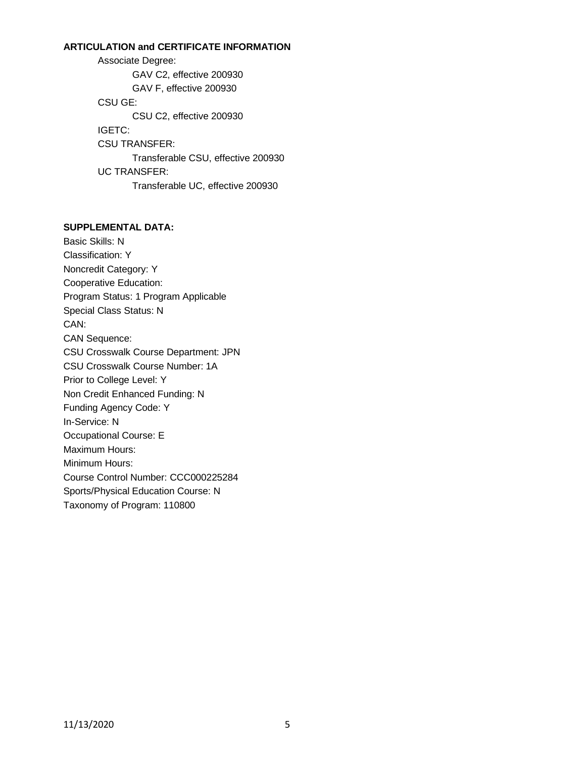**ARTICULATION and CERTIFICATE INFORMATION**

Associate Degree:

GAV C2, effective 200930

GAV F, effective 200930

CSU GE:

CSU C2, effective 200930

IGETC:

CSU TRANSFER:

Transferable CSU, effective 200930

UC TRANSFER:

Transferable UC, effective 200930

**SUPPLEMENTAL DATA:**

Basic Skills: N
Classification: Y
Noncredit Category: Y
Cooperative Education:
Program Status: 1 Program Applicable
Special Class Status: N
CAN:
CAN Sequence:
CSU Crosswalk Course Department: JPN
CSU Crosswalk Course Number: 1A
Prior to College Level: Y
Non Credit Enhanced Funding: N
Funding Agency Code: Y
In-Service: N
Occupational Course: E
Maximum Hours:
Minimum Hours:
Course Control Number: CCC000225284
Sports/Physical Education Course: N
Taxonomy of Program: 110800